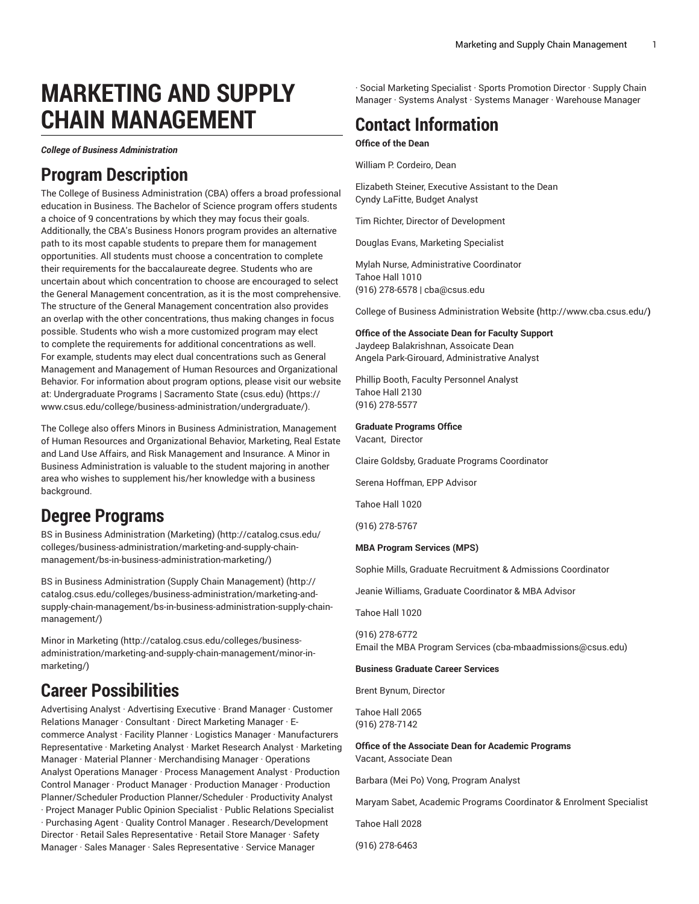# MARKETING AND SUPPLY CHAIN MANAGEMENT

***College of Business Administration***

## Program Description

The College of Business Administration (CBA) offers a broad professional education in Business. The Bachelor of Science program offers students a choice of 9 concentrations by which they may focus their goals. Additionally, the CBA's Business Honors program provides an alternative path to its most capable students to prepare them for management opportunities. All students must choose a concentration to complete their requirements for the baccalaureate degree. Students who are uncertain about which concentration to choose are encouraged to select the General Management concentration, as it is the most comprehensive. The structure of the General Management concentration also provides an overlap with the other concentrations, thus making changes in focus possible. Students who wish a more customized program may elect to complete the requirements for additional concentrations as well. For example, students may elect dual concentrations such as General Management and Management of Human Resources and Organizational Behavior. For information about program options, please visit our website at: Undergraduate Programs | Sacramento State (csus.edu) (https://www.csus.edu/college/business-administration/undergraduate/).

The College also offers Minors in Business Administration, Management of Human Resources and Organizational Behavior, Marketing, Real Estate and Land Use Affairs, and Risk Management and Insurance. A Minor in Business Administration is valuable to the student majoring in another area who wishes to supplement his/her knowledge with a business background.

## Degree Programs

BS in Business Administration (Marketing) (http://catalog.csus.edu/colleges/business-administration/marketing-and-supply-chain-management/bs-in-business-administration-marketing/)

BS in Business Administration (Supply Chain Management) (http://catalog.csus.edu/colleges/business-administration/marketing-and-supply-chain-management/bs-in-business-administration-supply-chain-management/)

Minor in Marketing (http://catalog.csus.edu/colleges/business-administration/marketing-and-supply-chain-management/minor-in-marketing/)

## Career Possibilities

Advertising Analyst · Advertising Executive · Brand Manager · Customer Relations Manager · Consultant · Direct Marketing Manager · E-commerce Analyst · Facility Planner · Logistics Manager · Manufacturers Representative · Marketing Analyst · Market Research Analyst · Marketing Manager · Material Planner · Merchandising Manager · Operations Analyst Operations Manager · Process Management Analyst · Production Control Manager · Product Manager · Production Manager · Production Planner/Scheduler Production Planner/Scheduler · Productivity Analyst · Project Manager Public Opinion Specialist · Public Relations Specialist · Purchasing Agent · Quality Control Manager . Research/Development Director · Retail Sales Representative · Retail Store Manager · Safety Manager · Sales Manager · Sales Representative · Service Manager · Social Marketing Specialist · Sports Promotion Director · Supply Chain Manager · Systems Analyst · Systems Manager · Warehouse Manager

## Contact Information

**Office of the Dean**

William P. Cordeiro, Dean

Elizabeth Steiner, Executive Assistant to the Dean
Cyndy LaFitte, Budget Analyst

Tim Richter, Director of Development

Douglas Evans, Marketing Specialist

Mylah Nurse, Administrative Coordinator
Tahoe Hall 1010
(916) 278-6578 | cba@csus.edu

College of Business Administration Website (http://www.cba.csus.edu/)

**Office of the Associate Dean for Faculty Support**
Jaydeep Balakrishnan, Assoicate Dean
Angela Park-Girouard, Administrative Analyst

Phillip Booth, Faculty Personnel Analyst
Tahoe Hall 2130
(916) 278-5577

**Graduate Programs Office**
Vacant, Director

Claire Goldsby, Graduate Programs Coordinator

Serena Hoffman, EPP Advisor

Tahoe Hall 1020

(916) 278-5767

**MBA Program Services (MPS)**

Sophie Mills, Graduate Recruitment & Admissions Coordinator

Jeanie Williams, Graduate Coordinator & MBA Advisor

Tahoe Hall 1020

(916) 278-6772
Email the MBA Program Services (cba-mbaadmissions@csus.edu)

**Business Graduate Career Services**

Brent Bynum, Director

Tahoe Hall 2065
(916) 278-7142

**Office of the Associate Dean for Academic Programs**
Vacant, Associate Dean

Barbara (Mei Po) Vong, Program Analyst

Maryam Sabet, Academic Programs Coordinator & Enrolment Specialist

Tahoe Hall 2028

(916) 278-6463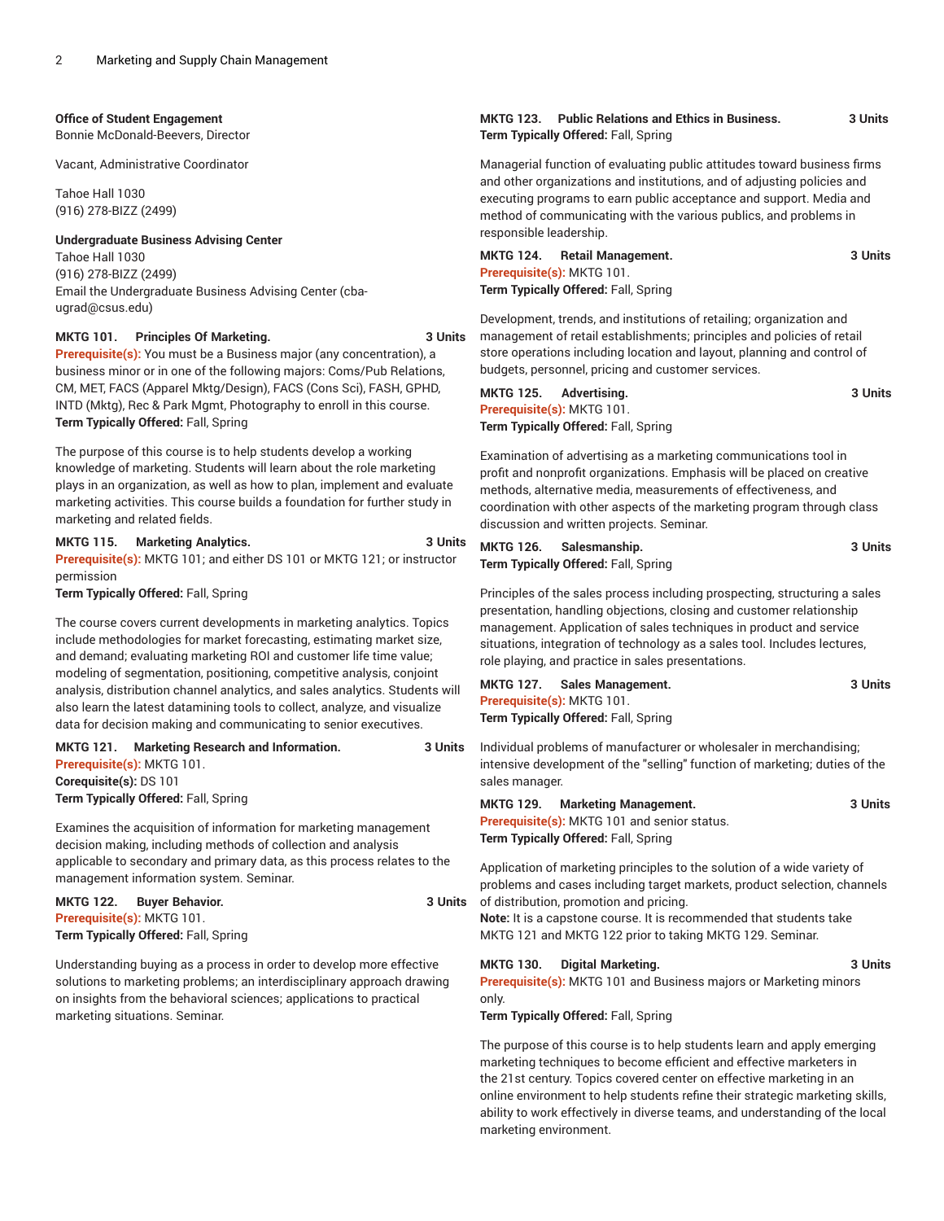**Office of Student Engagement**
Bonnie McDonald-Beevers, Director

Vacant, Administrative Coordinator

Tahoe Hall 1030
(916) 278-BIZZ (2499)

**Undergraduate Business Advising Center**
Tahoe Hall 1030
(916) 278-BIZZ (2499)
Email the Undergraduate Business Advising Center (cba-ugrad@csus.edu)

**MKTG 101. Principles Of Marketing. 3 Units**
**Prerequisite(s):** You must be a Business major (any concentration), a business minor or in one of the following majors: Coms/Pub Relations, CM, MET, FACS (Apparel Mktg/Design), FACS (Cons Sci), FASH, GPHD, INTD (Mktg), Rec & Park Mgmt, Photography to enroll in this course.
**Term Typically Offered:** Fall, Spring

The purpose of this course is to help students develop a working knowledge of marketing. Students will learn about the role marketing plays in an organization, as well as how to plan, implement and evaluate marketing activities. This course builds a foundation for further study in marketing and related fields.

**MKTG 115. Marketing Analytics. 3 Units**
**Prerequisite(s):** MKTG 101; and either DS 101 or MKTG 121; or instructor permission
**Term Typically Offered:** Fall, Spring

The course covers current developments in marketing analytics. Topics include methodologies for market forecasting, estimating market size, and demand; evaluating marketing ROI and customer life time value; modeling of segmentation, positioning, competitive analysis, conjoint analysis, distribution channel analytics, and sales analytics. Students will also learn the latest datamining tools to collect, analyze, and visualize data for decision making and communicating to senior executives.

**MKTG 121. Marketing Research and Information. 3 Units**
**Prerequisite(s):** MKTG 101.
**Corequisite(s):** DS 101
**Term Typically Offered:** Fall, Spring

Examines the acquisition of information for marketing management decision making, including methods of collection and analysis applicable to secondary and primary data, as this process relates to the management information system. Seminar.

**MKTG 122. Buyer Behavior. 3 Units**
**Prerequisite(s):** MKTG 101.
**Term Typically Offered:** Fall, Spring

Understanding buying as a process in order to develop more effective solutions to marketing problems; an interdisciplinary approach drawing on insights from the behavioral sciences; applications to practical marketing situations. Seminar.

**MKTG 123. Public Relations and Ethics in Business. 3 Units**
**Term Typically Offered:** Fall, Spring

Managerial function of evaluating public attitudes toward business firms and other organizations and institutions, and of adjusting policies and executing programs to earn public acceptance and support. Media and method of communicating with the various publics, and problems in responsible leadership.

**MKTG 124. Retail Management. 3 Units**
**Prerequisite(s):** MKTG 101.
**Term Typically Offered:** Fall, Spring

Development, trends, and institutions of retailing; organization and management of retail establishments; principles and policies of retail store operations including location and layout, planning and control of budgets, personnel, pricing and customer services.

**MKTG 125. Advertising. 3 Units**
**Prerequisite(s):** MKTG 101.
**Term Typically Offered:** Fall, Spring

Examination of advertising as a marketing communications tool in profit and nonprofit organizations. Emphasis will be placed on creative methods, alternative media, measurements of effectiveness, and coordination with other aspects of the marketing program through class discussion and written projects. Seminar.

**MKTG 126. Salesmanship. 3 Units**
**Term Typically Offered:** Fall, Spring

Principles of the sales process including prospecting, structuring a sales presentation, handling objections, closing and customer relationship management. Application of sales techniques in product and service situations, integration of technology as a sales tool. Includes lectures, role playing, and practice in sales presentations.

**MKTG 127. Sales Management. 3 Units**
**Prerequisite(s):** MKTG 101.
**Term Typically Offered:** Fall, Spring

Individual problems of manufacturer or wholesaler in merchandising; intensive development of the "selling" function of marketing; duties of the sales manager.

**MKTG 129. Marketing Management. 3 Units**
**Prerequisite(s):** MKTG 101 and senior status.
**Term Typically Offered:** Fall, Spring

Application of marketing principles to the solution of a wide variety of problems and cases including target markets, product selection, channels of distribution, promotion and pricing.
**Note:** It is a capstone course. It is recommended that students take MKTG 121 and MKTG 122 prior to taking MKTG 129. Seminar.

**MKTG 130. Digital Marketing. 3 Units**
**Prerequisite(s):** MKTG 101 and Business majors or Marketing minors only.
**Term Typically Offered:** Fall, Spring

The purpose of this course is to help students learn and apply emerging marketing techniques to become efficient and effective marketers in the 21st century. Topics covered center on effective marketing in an online environment to help students refine their strategic marketing skills, ability to work effectively in diverse teams, and understanding of the local marketing environment.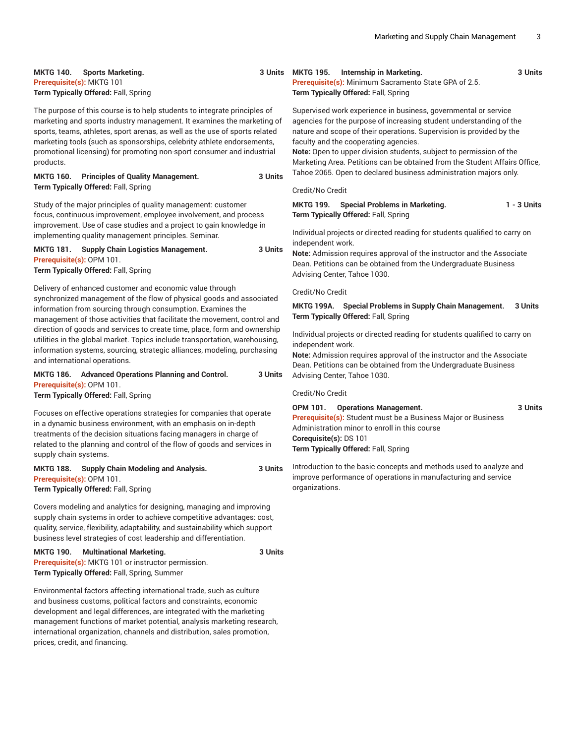**MKTG 140. Sports Marketing. 3 Units**
**Prerequisite(s):** MKTG 101
**Term Typically Offered:** Fall, Spring

The purpose of this course is to help students to integrate principles of marketing and sports industry management. It examines the marketing of sports, teams, athletes, sport arenas, as well as the use of sports related marketing tools (such as sponsorships, celebrity athlete endorsements, promotional licensing) for promoting non-sport consumer and industrial products.

**MKTG 160. Principles of Quality Management. 3 Units**
**Term Typically Offered:** Fall, Spring

Study of the major principles of quality management: customer focus, continuous improvement, employee involvement, and process improvement. Use of case studies and a project to gain knowledge in implementing quality management principles. Seminar.

**MKTG 181. Supply Chain Logistics Management. 3 Units**
**Prerequisite(s):** OPM 101.
**Term Typically Offered:** Fall, Spring

Delivery of enhanced customer and economic value through synchronized management of the flow of physical goods and associated information from sourcing through consumption. Examines the management of those activities that facilitate the movement, control and direction of goods and services to create time, place, form and ownership utilities in the global market. Topics include transportation, warehousing, information systems, sourcing, strategic alliances, modeling, purchasing and international operations.

**MKTG 186. Advanced Operations Planning and Control. 3 Units**
**Prerequisite(s):** OPM 101.
**Term Typically Offered:** Fall, Spring

Focuses on effective operations strategies for companies that operate in a dynamic business environment, with an emphasis on in-depth treatments of the decision situations facing managers in charge of related to the planning and control of the flow of goods and services in supply chain systems.

**MKTG 188. Supply Chain Modeling and Analysis. 3 Units**
**Prerequisite(s):** OPM 101.
**Term Typically Offered:** Fall, Spring

Covers modeling and analytics for designing, managing and improving supply chain systems in order to achieve competitive advantages: cost, quality, service, flexibility, adaptability, and sustainability which support business level strategies of cost leadership and differentiation.

**MKTG 190. Multinational Marketing. 3 Units**
**Prerequisite(s):** MKTG 101 or instructor permission.
**Term Typically Offered:** Fall, Spring, Summer

Environmental factors affecting international trade, such as culture and business customs, political factors and constraints, economic development and legal differences, are integrated with the marketing management functions of market potential, analysis marketing research, international organization, channels and distribution, sales promotion, prices, credit, and financing.

**MKTG 195. Internship in Marketing. 3 Units**
**Prerequisite(s):** Minimum Sacramento State GPA of 2.5.
**Term Typically Offered:** Fall, Spring

Supervised work experience in business, governmental or service agencies for the purpose of increasing student understanding of the nature and scope of their operations. Supervision is provided by the faculty and the cooperating agencies.
**Note:** Open to upper division students, subject to permission of the Marketing Area. Petitions can be obtained from the Student Affairs Office, Tahoe 2065. Open to declared business administration majors only.

Credit/No Credit

**MKTG 199. Special Problems in Marketing. 1 - 3 Units**
**Term Typically Offered:** Fall, Spring

Individual projects or directed reading for students qualified to carry on independent work.
**Note:** Admission requires approval of the instructor and the Associate Dean. Petitions can be obtained from the Undergraduate Business Advising Center, Tahoe 1030.

Credit/No Credit

**MKTG 199A. Special Problems in Supply Chain Management. 3 Units**
**Term Typically Offered:** Fall, Spring

Individual projects or directed reading for students qualified to carry on independent work.
**Note:** Admission requires approval of the instructor and the Associate Dean. Petitions can be obtained from the Undergraduate Business Advising Center, Tahoe 1030.

Credit/No Credit

**OPM 101. Operations Management. 3 Units**
**Prerequisite(s):** Student must be a Business Major or Business Administration minor to enroll in this course
**Corequisite(s):** DS 101
**Term Typically Offered:** Fall, Spring

Introduction to the basic concepts and methods used to analyze and improve performance of operations in manufacturing and service organizations.